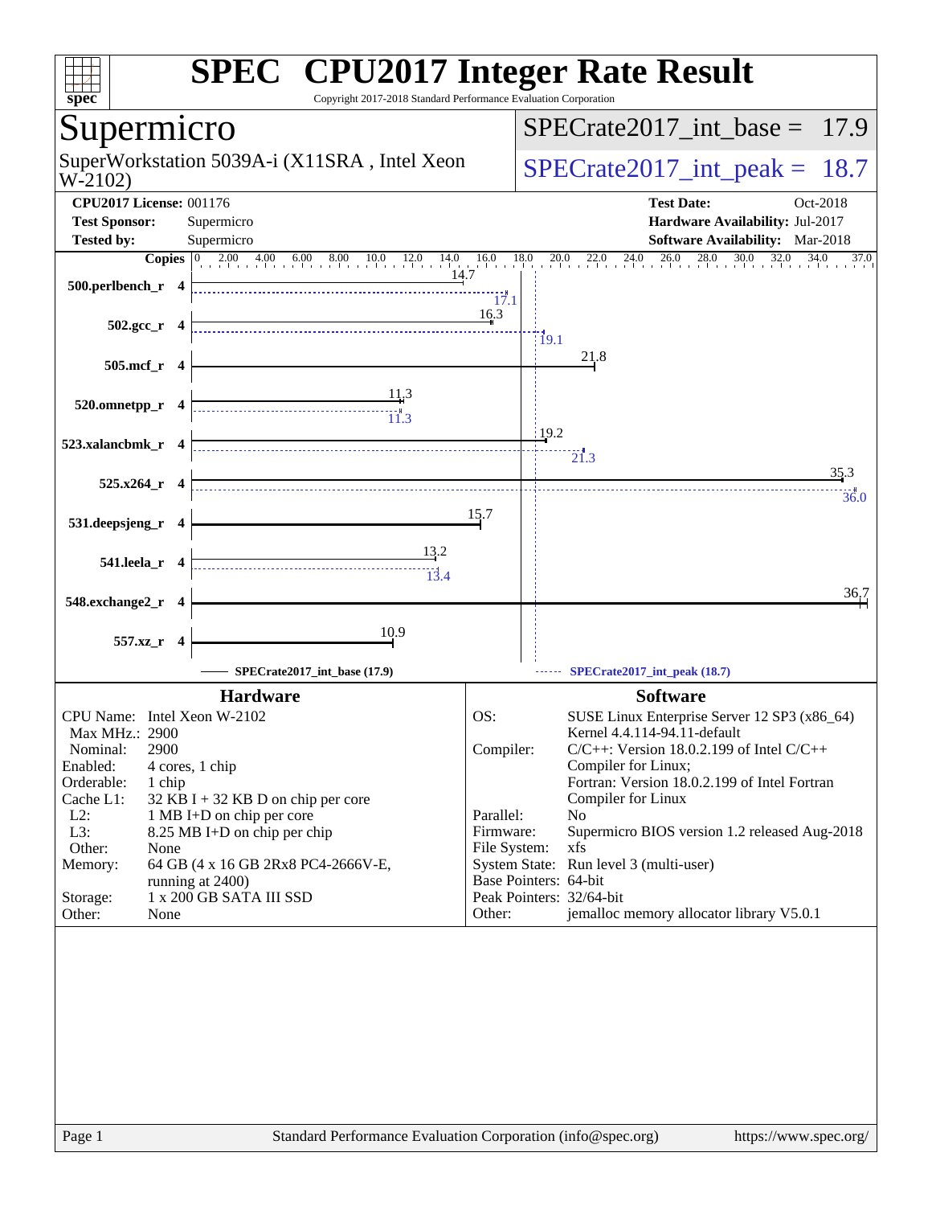# SPEC CPU2017 Integer Rate Result

Copyright 2017-2018 Standard Performance Evaluation Corporation

## Supermicro

SuperWorkstation 5039A-i (X11SRA , Intel Xeon W-2102)

SPECrate2017_int_base = 17.9

SPECrate2017_int_peak = 18.7

**CPU2017 License:** 001176
**Test Sponsor:** Supermicro
**Tested by:** Supermicro

**Test Date:** Oct-2018
**Hardware Availability:** Jul-2017
**Software Availability:** Mar-2018

| Benchmark | Copies | Base | Peak |
|---|---|---|---|
| 500.perlbench_r | 4 | 14.7 | 17.1 |
| 502.gcc_r | 4 | 16.3 | 19.1 |
| 505.mcf_r | 4 | 21.8 | |
| 520.omnetpp_r | 4 | 11.3 | 11.3 |
| 523.xalancbmk_r | 4 | 19.2 | 21.3 |
| 525.x264_r | 4 | 35.3 | 36.0 |
| 531.deepsjeng_r | 4 | 15.7 | |
| 541.leela_r | 4 | 13.2 | 13.4 |
| 548.exchange2_r | 4 | 36.7 | |
| 557.xz_r | 4 | 10.9 | |

SPECrate2017_int_base (17.9) ------ SPECrate2017_int_peak (18.7)

## Hardware

| | |
|---|---|
| CPU Name: | Intel Xeon W-2102 |
| Max MHz.: | 2900 |
| Nominal: | 2900 |
| Enabled: | 4 cores, 1 chip |
| Orderable: | 1 chip |
| Cache L1: | 32 KB I + 32 KB D on chip per core |
| L2: | 1 MB I+D on chip per core |
| L3: | 8.25 MB I+D on chip per chip |
| Other: | None |
| Memory: | 64 GB (4 x 16 GB 2Rx8 PC4-2666V-E, running at 2400) |
| Storage: | 1 x 200 GB SATA III SSD |
| Other: | None |

## Software

| | |
|---|---|
| OS: | SUSE Linux Enterprise Server 12 SP3 (x86_64) Kernel 4.4.114-94.11-default |
| Compiler: | C/C++: Version 18.0.2.199 of Intel C/C++ Compiler for Linux; Fortran: Version 18.0.2.199 of Intel Fortran Compiler for Linux |
| Parallel: | No |
| Firmware: | Supermicro BIOS version 1.2 released Aug-2018 |
| File System: | xfs |
| System State: | Run level 3 (multi-user) |
| Base Pointers: | 64-bit |
| Peak Pointers: | 32/64-bit |
| Other: | jemalloc memory allocator library V5.0.1 |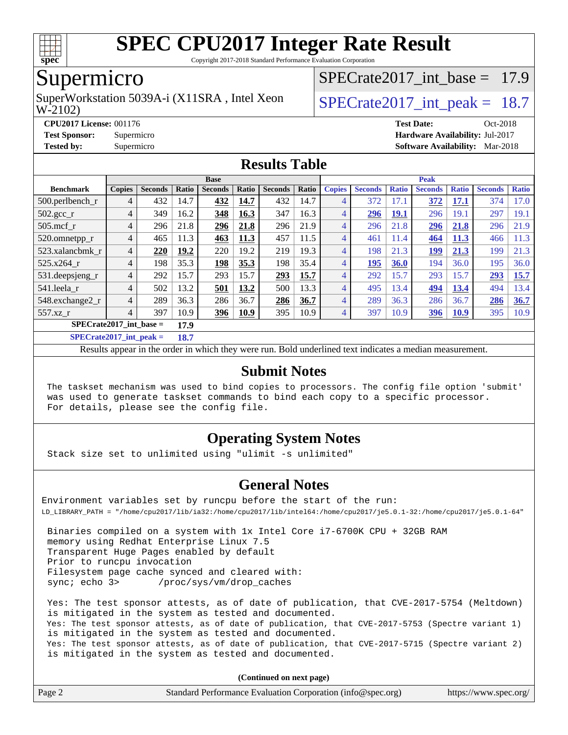# SPEC CPU2017 Integer Rate Result

Copyright 2017-2018 Standard Performance Evaluation Corporation

## Supermicro

SuperWorkstation 5039A-i (X11SRA , Intel Xeon W-2102)

SPECrate2017_int_base = 17.9

SPECrate2017_int_peak = 18.7

**CPU2017 License:** 001176
**Test Sponsor:** Supermicro
**Tested by:** Supermicro

**Test Date:** Oct-2018
**Hardware Availability:** Jul-2017
**Software Availability:** Mar-2018

## Results Table

| | Base | | | | | | | Peak | | | | | | |
|---|---|---|---|---|---|---|---|---|---|---|---|---|---|---|
| **Benchmark** | **Copies** | **Seconds** | **Ratio** | **Seconds** | **Ratio** | **Seconds** | **Ratio** | **Copies** | **Seconds** | **Ratio** | **Seconds** | **Ratio** | **Seconds** | **Ratio** |
| 500.perlbench_r | 4 | 432 | 14.7 | **432** | **14.7** | 432 | 14.7 | 4 | 372 | 17.1 | **372** | **17.1** | 374 | 17.0 |
| 502.gcc_r | 4 | 349 | 16.2 | **348** | **16.3** | 347 | 16.3 | 4 | **296** | **19.1** | 296 | 19.1 | 297 | 19.1 |
| 505.mcf_r | 4 | 296 | 21.8 | **296** | **21.8** | 296 | 21.9 | 4 | 296 | 21.8 | **296** | **21.8** | 296 | 21.9 |
| 520.omnetpp_r | 4 | 465 | 11.3 | **463** | **11.3** | 457 | 11.5 | 4 | 461 | 11.4 | **464** | **11.3** | 466 | 11.3 |
| 523.xalancbmk_r | 4 | **220** | **19.2** | 220 | 19.2 | 219 | 19.3 | 4 | 198 | 21.3 | **199** | **21.3** | 199 | 21.3 |
| 525.x264_r | 4 | 198 | 35.3 | **198** | **35.3** | 198 | 35.4 | 4 | **195** | **36.0** | 194 | 36.0 | 195 | 36.0 |
| 531.deepsjeng_r | 4 | 292 | 15.7 | 293 | 15.7 | **293** | **15.7** | 4 | 292 | 15.7 | 293 | 15.7 | **293** | **15.7** |
| 541.leela_r | 4 | 502 | 13.2 | **501** | **13.2** | 500 | 13.3 | 4 | 495 | 13.4 | **494** | **13.4** | 494 | 13.4 |
| 548.exchange2_r | 4 | 289 | 36.3 | 286 | 36.7 | **286** | **36.7** | 4 | 289 | 36.3 | 286 | 36.7 | **286** | **36.7** |
| 557.xz_r | 4 | 397 | 10.9 | **396** | **10.9** | 395 | 10.9 | 4 | 397 | 10.9 | **396** | **10.9** | 395 | 10.9 |

**SPECrate2017_int_base = 17.9**

**SPECrate2017_int_peak = 18.7**

Results appear in the order in which they were run. Bold underlined text indicates a median measurement.

## Submit Notes

The taskset mechanism was used to bind copies to processors. The config file option 'submit' was used to generate taskset commands to bind each copy to a specific processor. For details, please see the config file.

## Operating System Notes

Stack size set to unlimited using "ulimit -s unlimited"

## General Notes

Environment variables set by runcpu before the start of the run:
LD_LIBRARY_PATH = "/home/cpu2017/lib/ia32:/home/cpu2017/lib/intel64:/home/cpu2017/je5.0.1-32:/home/cpu2017/je5.0.1-64"

Binaries compiled on a system with 1x Intel Core i7-6700K CPU + 32GB RAM memory using Redhat Enterprise Linux 7.5
Transparent Huge Pages enabled by default
Prior to runcpu invocation
Filesystem page cache synced and cleared with:
sync; echo 3> /proc/sys/vm/drop_caches

Yes: The test sponsor attests, as of date of publication, that CVE-2017-5754 (Meltdown) is mitigated in the system as tested and documented.
Yes: The test sponsor attests, as of date of publication, that CVE-2017-5753 (Spectre variant 1) is mitigated in the system as tested and documented.
Yes: The test sponsor attests, as of date of publication, that CVE-2017-5715 (Spectre variant 2) is mitigated in the system as tested and documented.

**(Continued on next page)**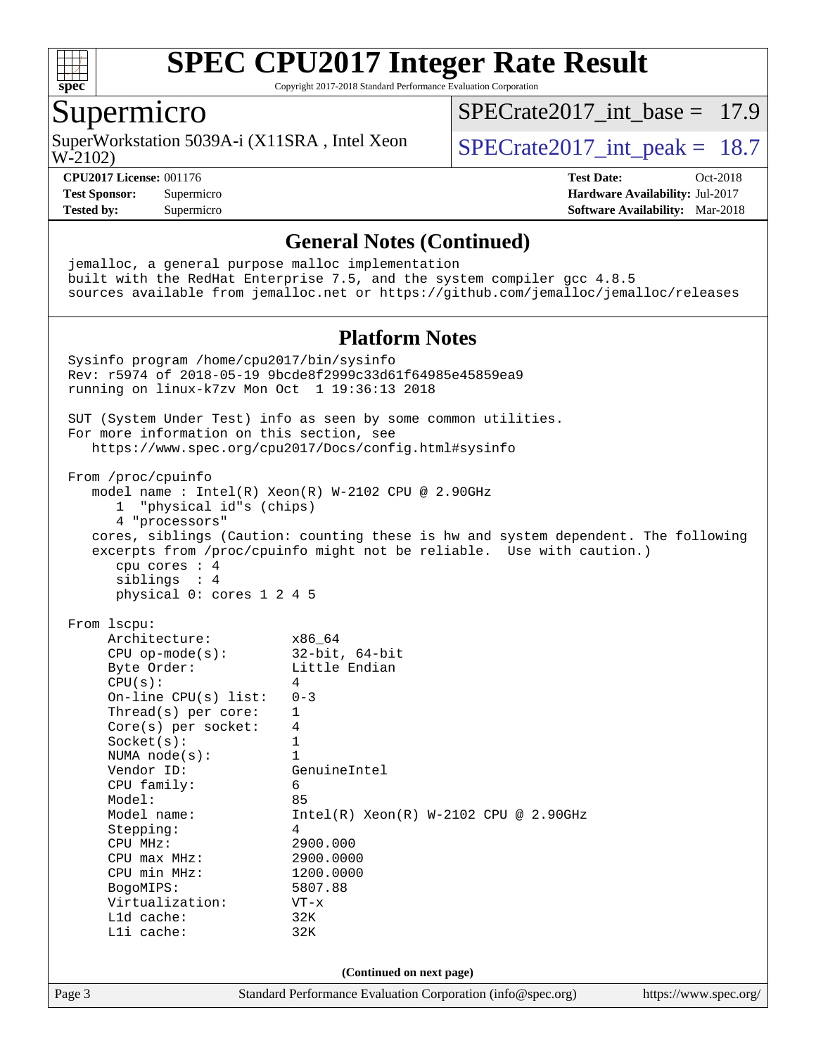## General Notes (Continued)

```
jemalloc, a general purpose malloc implementation
built with the RedHat Enterprise 7.5, and the system compiler gcc 4.8.5
sources available from jemalloc.net or https://github.com/jemalloc/jemalloc/releases
```

## Platform Notes

```
Sysinfo program /home/cpu2017/bin/sysinfo
Rev: r5974 of 2018-05-19 9bcde8f2999c33d61f64985e45859ea9
running on linux-k7zv Mon Oct  1 19:36:13 2018

SUT (System Under Test) info as seen by some common utilities.
For more information on this section, see
   https://www.spec.org/cpu2017/Docs/config.html#sysinfo

From /proc/cpuinfo
   model name : Intel(R) Xeon(R) W-2102 CPU @ 2.90GHz
      1  "physical id"s (chips)
      4 "processors"
   cores, siblings (Caution: counting these is hw and system dependent. The following
   excerpts from /proc/cpuinfo might not be reliable.  Use with caution.)
      cpu cores : 4
      siblings  : 4
      physical 0: cores 1 2 4 5

From lscpu:
     Architecture:          x86_64
     CPU op-mode(s):        32-bit, 64-bit
     Byte Order:            Little Endian
     CPU(s):                4
     On-line CPU(s) list:   0-3
     Thread(s) per core:    1
     Core(s) per socket:    4
     Socket(s):             1
     NUMA node(s):          1
     Vendor ID:             GenuineIntel
     CPU family:            6
     Model:                 85
     Model name:            Intel(R) Xeon(R) W-2102 CPU @ 2.90GHz
     Stepping:              4
     CPU MHz:               2900.000
     CPU max MHz:           2900.0000
     CPU min MHz:           1200.0000
     BogoMIPS:              5807.88
     Virtualization:        VT-x
     L1d cache:             32K
     L1i cache:             32K
```

(Continued on next page)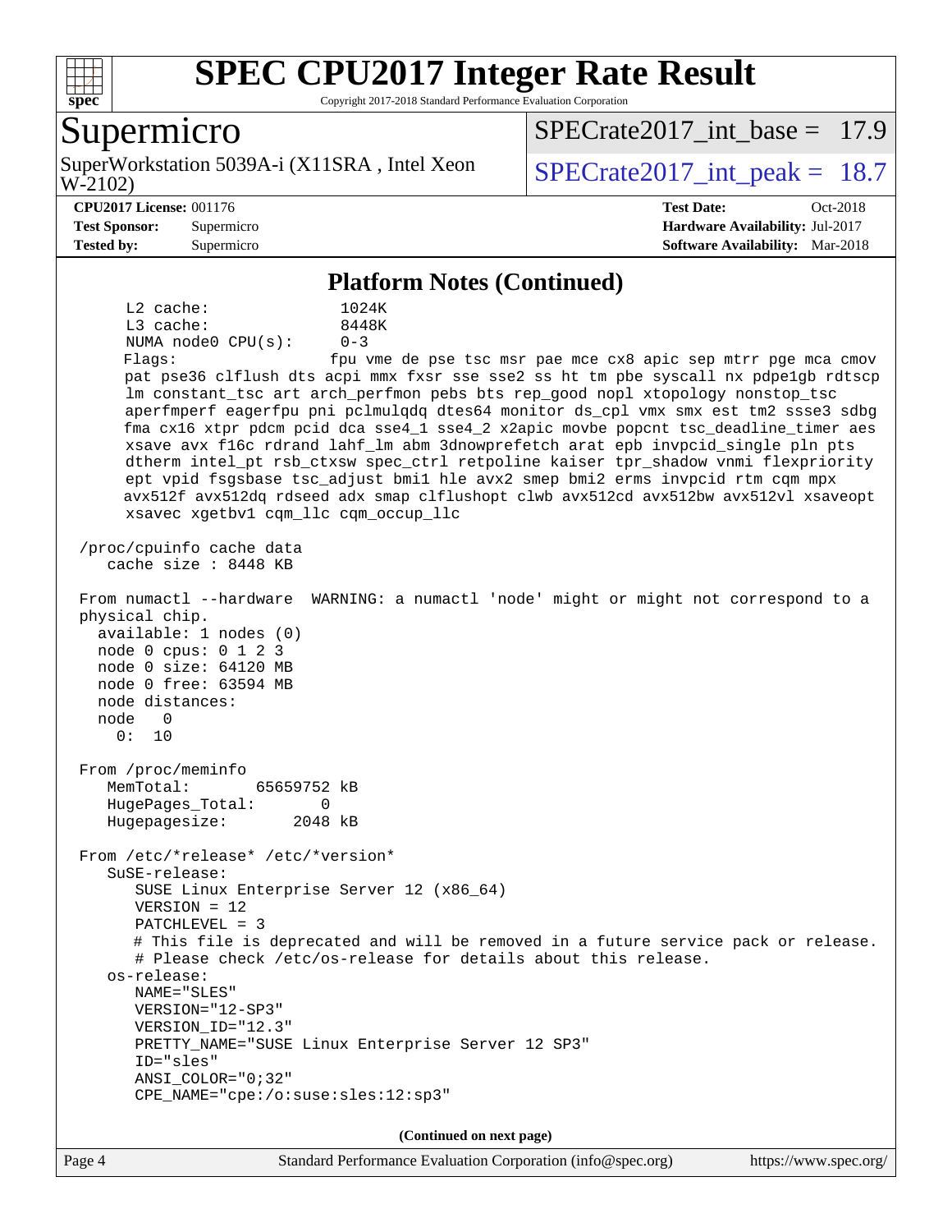## Platform Notes (Continued)

```
      L2 cache:              1024K
      L3 cache:              8448K
      NUMA node0 CPU(s):     0-3
      Flags:                 fpu vme de pse tsc msr pae mce cx8 apic sep mtrr pge mca cmov
      pat pse36 clflush dts acpi mmx fxsr sse sse2 ss ht tm pbe syscall nx pdpe1gb rdtscp
      lm constant_tsc art arch_perfmon pebs bts rep_good nopl xtopology nonstop_tsc
      aperfmperf eagerfpu pni pclmulqdq dtes64 monitor ds_cpl vmx smx est tm2 ssse3 sdbg
      fma cx16 xtpr pdcm pcid dca sse4_1 sse4_2 x2apic movbe popcnt tsc_deadline_timer aes
      xsave avx f16c rdrand lahf_lm abm 3dnowprefetch arat epb invpcid_single pln pts
      dtherm intel_pt rsb_ctxsw spec_ctrl retpoline kaiser tpr_shadow vnmi flexpriority
      ept vpid fsgsbase tsc_adjust bmi1 hle avx2 smep bmi2 erms invpcid rtm cqm mpx
      avx512f avx512dq rdseed adx smap clflushopt clwb avx512cd avx512bw avx512vl xsaveopt
      xsavec xgetbv1 cqm_llc cqm_occup_llc

 /proc/cpuinfo cache data
    cache size : 8448 KB

 From numactl --hardware  WARNING: a numactl 'node' might or might not correspond to a
 physical chip.
   available: 1 nodes (0)
   node 0 cpus: 0 1 2 3
   node 0 size: 64120 MB
   node 0 free: 63594 MB
   node distances:
   node   0
     0:  10

 From /proc/meminfo
    MemTotal:       65659752 kB
    HugePages_Total:       0
    Hugepagesize:       2048 kB

 From /etc/*release* /etc/*version*
    SuSE-release:
       SUSE Linux Enterprise Server 12 (x86_64)
       VERSION = 12
       PATCHLEVEL = 3
       # This file is deprecated and will be removed in a future service pack or release.
       # Please check /etc/os-release for details about this release.
    os-release:
       NAME="SLES"
       VERSION="12-SP3"
       VERSION_ID="12.3"
       PRETTY_NAME="SUSE Linux Enterprise Server 12 SP3"
       ID="sles"
       ANSI_COLOR="0;32"
       CPE_NAME="cpe:/o:suse:sles:12:sp3"
```

**(Continued on next page)**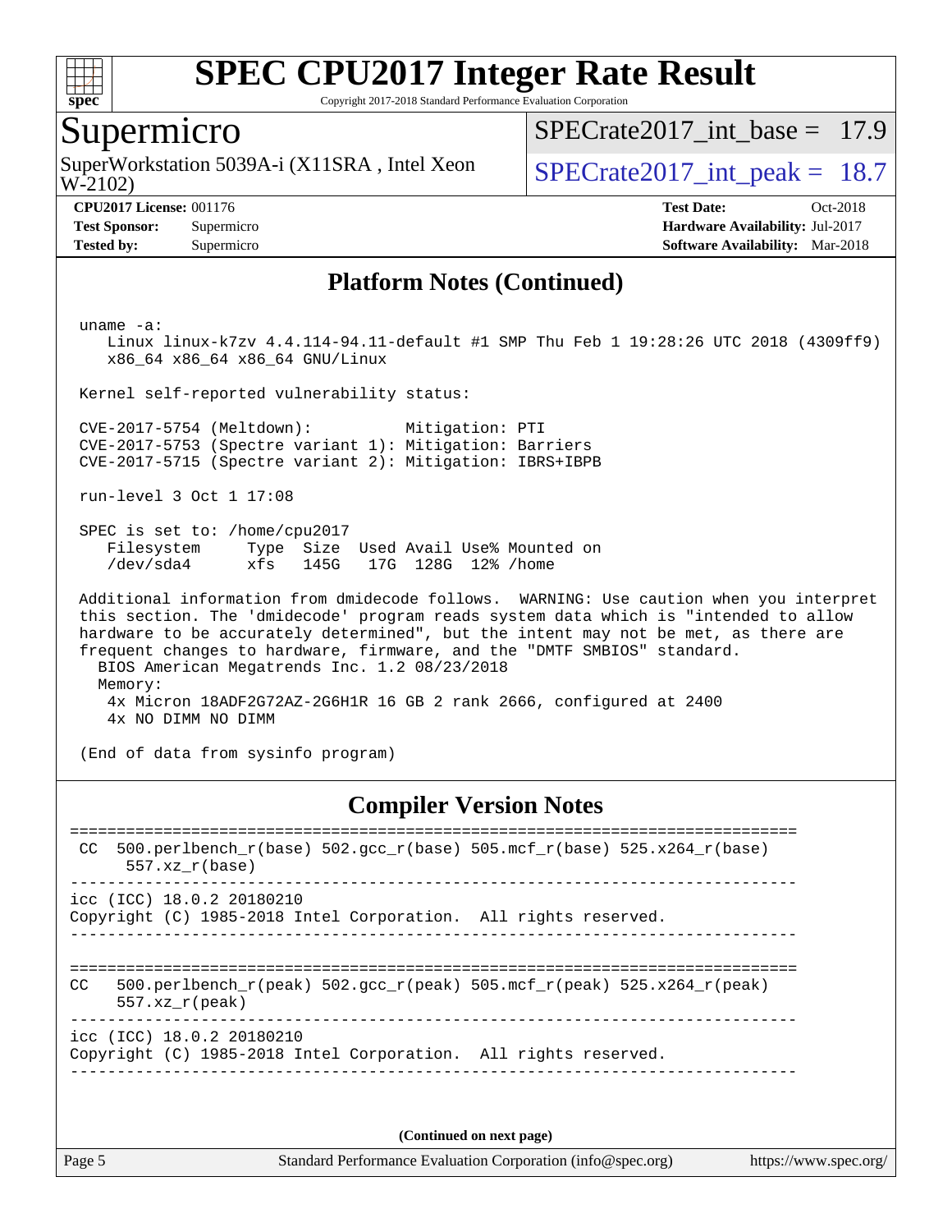## Platform Notes (Continued)

```
uname -a:
   Linux linux-k7zv 4.4.114-94.11-default #1 SMP Thu Feb 1 19:28:26 UTC 2018 (4309ff9)
   x86_64 x86_64 x86_64 GNU/Linux

Kernel self-reported vulnerability status:

CVE-2017-5754 (Meltdown):          Mitigation: PTI
CVE-2017-5753 (Spectre variant 1): Mitigation: Barriers
CVE-2017-5715 (Spectre variant 2): Mitigation: IBRS+IBPB

run-level 3 Oct 1 17:08

SPEC is set to: /home/cpu2017
   Filesystem     Type  Size  Used Avail Use% Mounted on
   /dev/sda4      xfs   145G   17G  128G  12% /home

Additional information from dmidecode follows.  WARNING: Use caution when you interpret
this section. The 'dmidecode' program reads system data which is "intended to allow
hardware to be accurately determined", but the intent may not be met, as there are
frequent changes to hardware, firmware, and the "DMTF SMBIOS" standard.
  BIOS American Megatrends Inc. 1.2 08/23/2018
  Memory:
    4x Micron 18ADF2G72AZ-2G6H1R 16 GB 2 rank 2666, configured at 2400
    4x NO DIMM NO DIMM

(End of data from sysinfo program)
```

## Compiler Version Notes

```
==============================================================================
 CC  500.perlbench_r(base) 502.gcc_r(base) 505.mcf_r(base) 525.x264_r(base)
      557.xz_r(base)
------------------------------------------------------------------------------
icc (ICC) 18.0.2 20180210
Copyright (C) 1985-2018 Intel Corporation.  All rights reserved.
------------------------------------------------------------------------------

==============================================================================
CC   500.perlbench_r(peak) 502.gcc_r(peak) 505.mcf_r(peak) 525.x264_r(peak)
      557.xz_r(peak)
------------------------------------------------------------------------------
icc (ICC) 18.0.2 20180210
Copyright (C) 1985-2018 Intel Corporation.  All rights reserved.
------------------------------------------------------------------------------
```

(Continued on next page)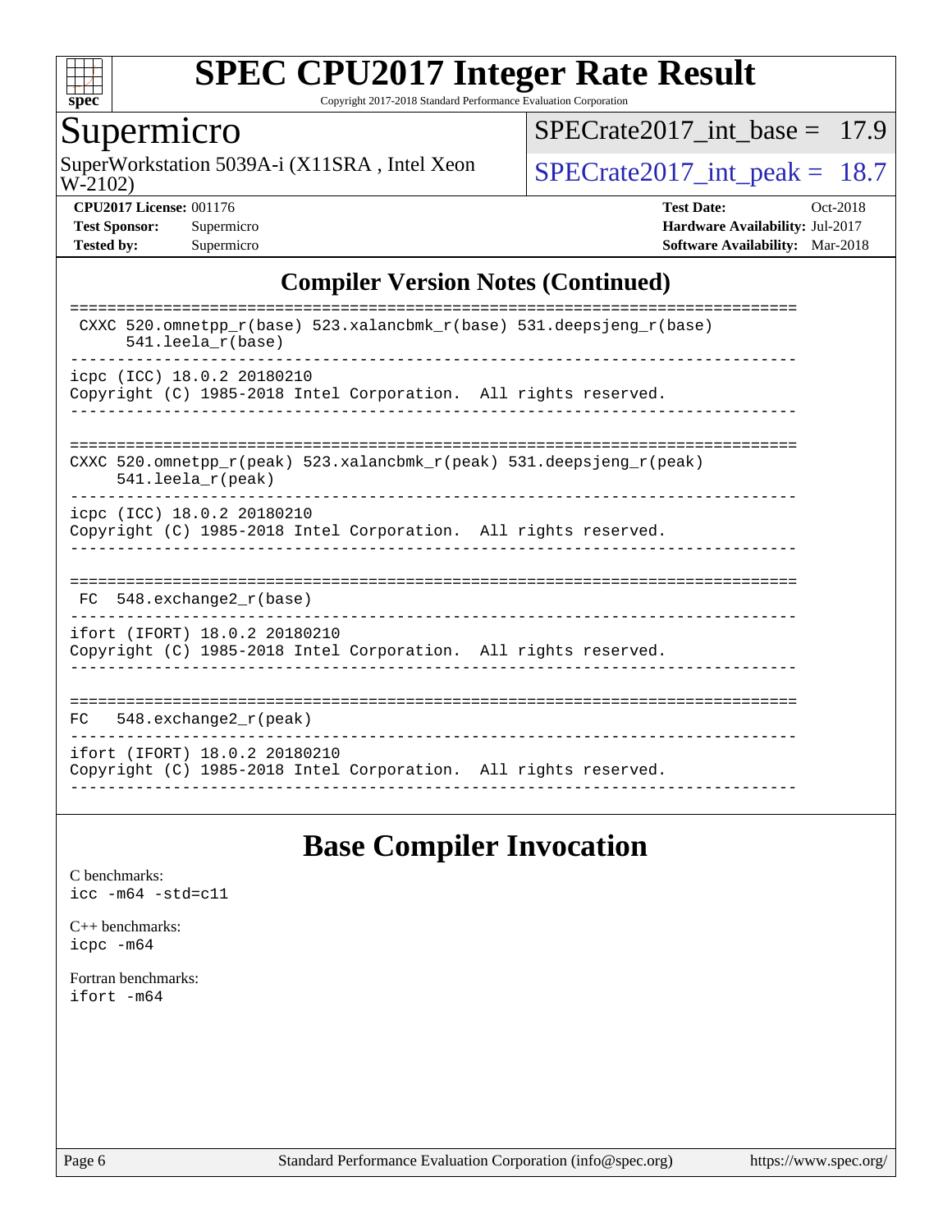## Compiler Version Notes (Continued)

```
==============================================================================
 CXXC 520.omnetpp_r(base) 523.xalancbmk_r(base) 531.deepsjeng_r(base)
      541.leela_r(base)
------------------------------------------------------------------------------
icpc (ICC) 18.0.2 20180210
Copyright (C) 1985-2018 Intel Corporation.  All rights reserved.
------------------------------------------------------------------------------

==============================================================================
CXXC 520.omnetpp_r(peak) 523.xalancbmk_r(peak) 531.deepsjeng_r(peak)
     541.leela_r(peak)
------------------------------------------------------------------------------
icpc (ICC) 18.0.2 20180210
Copyright (C) 1985-2018 Intel Corporation.  All rights reserved.
------------------------------------------------------------------------------

==============================================================================
 FC  548.exchange2_r(base)
------------------------------------------------------------------------------
ifort (IFORT) 18.0.2 20180210
Copyright (C) 1985-2018 Intel Corporation.  All rights reserved.
------------------------------------------------------------------------------

==============================================================================
FC   548.exchange2_r(peak)
------------------------------------------------------------------------------
ifort (IFORT) 18.0.2 20180210
Copyright (C) 1985-2018 Intel Corporation.  All rights reserved.
------------------------------------------------------------------------------
```

## Base Compiler Invocation

C benchmarks:
icc -m64 -std=c11

C++ benchmarks:
icpc -m64

Fortran benchmarks:
ifort -m64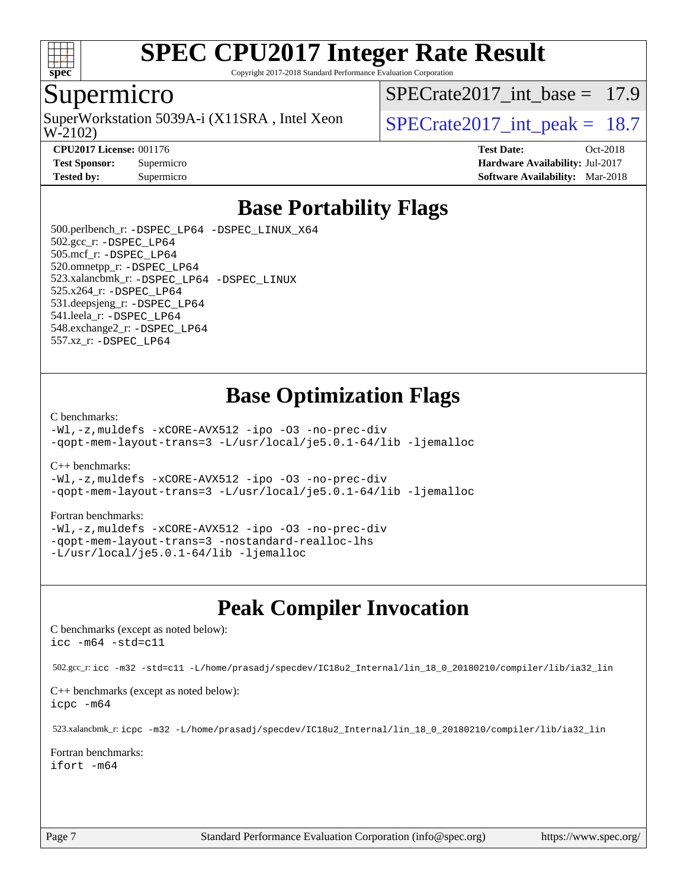# SPEC CPU2017 Integer Rate Result

Copyright 2017-2018 Standard Performance Evaluation Corporation

## Supermicro

SuperWorkstation 5039A-i (X11SRA , Intel Xeon W-2102)

SPECrate2017_int_base = 17.9

SPECrate2017_int_peak = 18.7

**CPU2017 License:** 001176
**Test Sponsor:** Supermicro
**Tested by:** Supermicro

**Test Date:** Oct-2018
**Hardware Availability:** Jul-2017
**Software Availability:** Mar-2018

## Base Portability Flags

500.perlbench_r: -DSPEC_LP64 -DSPEC_LINUX_X64
502.gcc_r: -DSPEC_LP64
505.mcf_r: -DSPEC_LP64
520.omnetpp_r: -DSPEC_LP64
523.xalancbmk_r: -DSPEC_LP64 -DSPEC_LINUX
525.x264_r: -DSPEC_LP64
531.deepsjeng_r: -DSPEC_LP64
541.leela_r: -DSPEC_LP64
548.exchange2_r: -DSPEC_LP64
557.xz_r: -DSPEC_LP64

## Base Optimization Flags

C benchmarks:
```
-Wl,-z,muldefs -xCORE-AVX512 -ipo -O3 -no-prec-div
-qopt-mem-layout-trans=3 -L/usr/local/je5.0.1-64/lib -ljemalloc
```

C++ benchmarks:
```
-Wl,-z,muldefs -xCORE-AVX512 -ipo -O3 -no-prec-div
-qopt-mem-layout-trans=3 -L/usr/local/je5.0.1-64/lib -ljemalloc
```

Fortran benchmarks:
```
-Wl,-z,muldefs -xCORE-AVX512 -ipo -O3 -no-prec-div
-qopt-mem-layout-trans=3 -nostandard-realloc-lhs
-L/usr/local/je5.0.1-64/lib -ljemalloc
```

## Peak Compiler Invocation

C benchmarks (except as noted below):
```
icc -m64 -std=c11
```

502.gcc_r: `icc -m32 -std=c11 -L/home/prasadj/specdev/IC18u2_Internal/lin_18_0_20180210/compiler/lib/ia32_lin`

C++ benchmarks (except as noted below):
```
icpc -m64
```

523.xalancbmk_r: `icpc -m32 -L/home/prasadj/specdev/IC18u2_Internal/lin_18_0_20180210/compiler/lib/ia32_lin`

Fortran benchmarks:
```
ifort -m64
```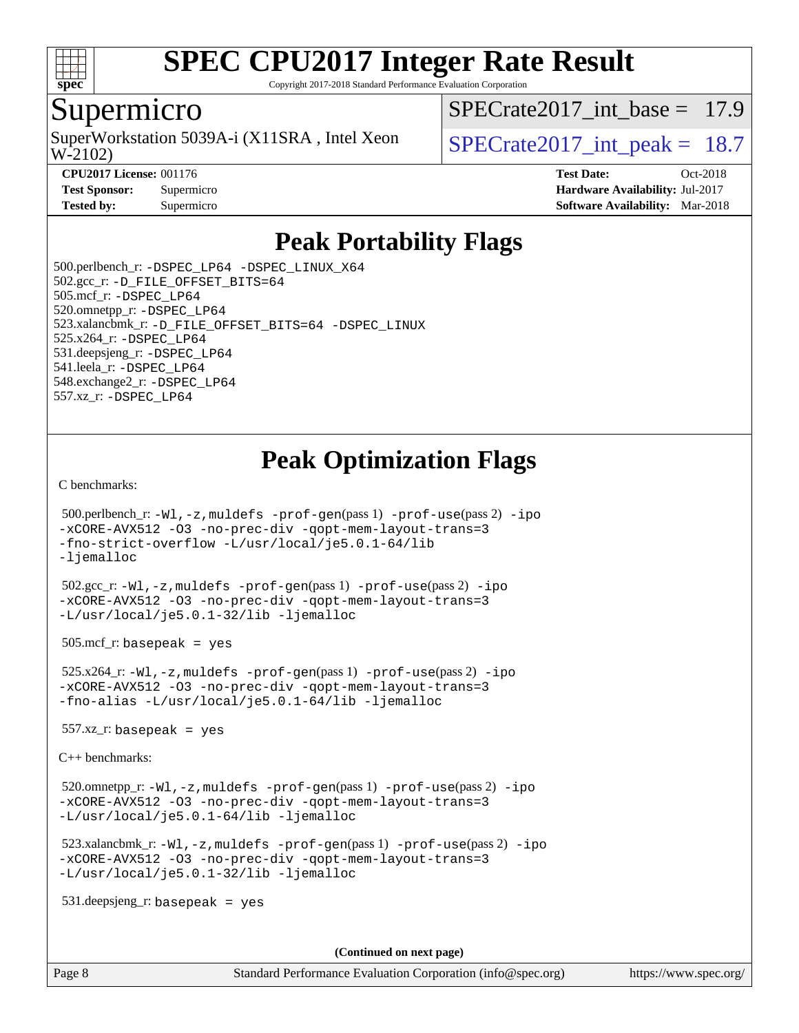# SPEC CPU2017 Integer Rate Result

Copyright 2017-2018 Standard Performance Evaluation Corporation

## Supermicro

SuperWorkstation 5039A-i (X11SRA , Intel Xeon W-2102)

SPECrate2017_int_base = 17.9

SPECrate2017_int_peak = 18.7

**CPU2017 License:** 001176
**Test Sponsor:** Supermicro
**Tested by:** Supermicro

**Test Date:** Oct-2018
**Hardware Availability:** Jul-2017
**Software Availability:** Mar-2018

## Peak Portability Flags

500.perlbench_r: -DSPEC_LP64 -DSPEC_LINUX_X64
502.gcc_r: -D_FILE_OFFSET_BITS=64
505.mcf_r: -DSPEC_LP64
520.omnetpp_r: -DSPEC_LP64
523.xalancbmk_r: -D_FILE_OFFSET_BITS=64 -DSPEC_LINUX
525.x264_r: -DSPEC_LP64
531.deepsjeng_r: -DSPEC_LP64
541.leela_r: -DSPEC_LP64
548.exchange2_r: -DSPEC_LP64
557.xz_r: -DSPEC_LP64

## Peak Optimization Flags

C benchmarks:

500.perlbench_r: -Wl,-z,muldefs -prof-gen(pass 1) -prof-use(pass 2) -ipo -xCORE-AVX512 -O3 -no-prec-div -qopt-mem-layout-trans=3 -fno-strict-overflow -L/usr/local/je5.0.1-64/lib -ljemalloc

502.gcc_r: -Wl,-z,muldefs -prof-gen(pass 1) -prof-use(pass 2) -ipo -xCORE-AVX512 -O3 -no-prec-div -qopt-mem-layout-trans=3 -L/usr/local/je5.0.1-32/lib -ljemalloc

505.mcf_r: basepeak = yes

525.x264_r: -Wl,-z,muldefs -prof-gen(pass 1) -prof-use(pass 2) -ipo -xCORE-AVX512 -O3 -no-prec-div -qopt-mem-layout-trans=3 -fno-alias -L/usr/local/je5.0.1-64/lib -ljemalloc

557.xz_r: basepeak = yes

C++ benchmarks:

520.omnetpp_r: -Wl,-z,muldefs -prof-gen(pass 1) -prof-use(pass 2) -ipo -xCORE-AVX512 -O3 -no-prec-div -qopt-mem-layout-trans=3 -L/usr/local/je5.0.1-64/lib -ljemalloc

523.xalancbmk_r: -Wl,-z,muldefs -prof-gen(pass 1) -prof-use(pass 2) -ipo -xCORE-AVX512 -O3 -no-prec-div -qopt-mem-layout-trans=3 -L/usr/local/je5.0.1-32/lib -ljemalloc

531.deepsjeng_r: basepeak = yes

**(Continued on next page)**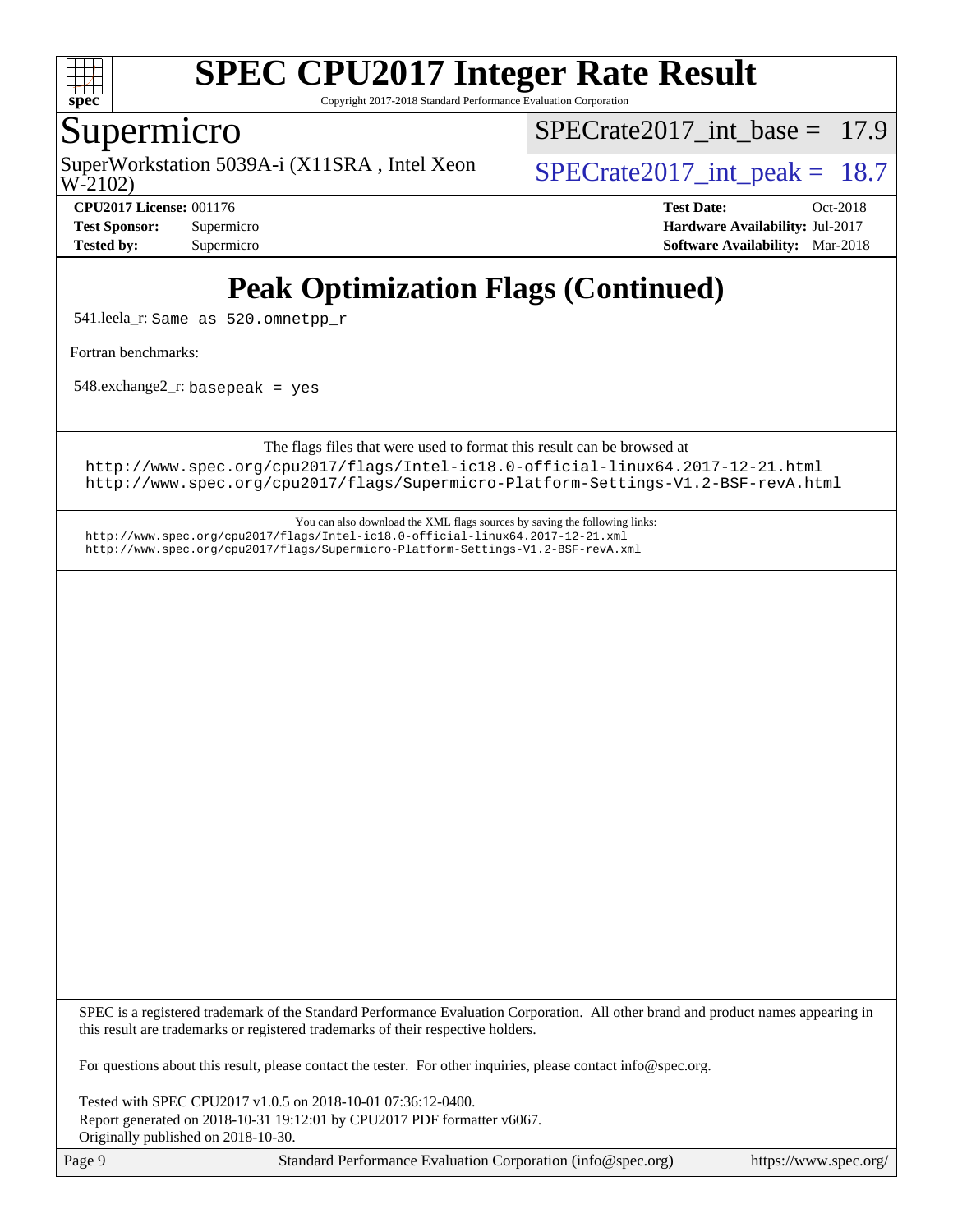# SPEC CPU2017 Integer Rate Result

Copyright 2017-2018 Standard Performance Evaluation Corporation

## Supermicro

SuperWorkstation 5039A-i (X11SRA , Intel Xeon W-2102)

SPECrate2017_int_base = 17.9

SPECrate2017_int_peak = 18.7

**CPU2017 License:** 001176
**Test Sponsor:** Supermicro
**Tested by:** Supermicro

**Test Date:** Oct-2018
**Hardware Availability:** Jul-2017
**Software Availability:** Mar-2018

## Peak Optimization Flags (Continued)

541.leela_r: Same as 520.omnetpp_r

Fortran benchmarks:

548.exchange2_r: basepeak = yes

The flags files that were used to format this result can be browsed at

http://www.spec.org/cpu2017/flags/Intel-ic18.0-official-linux64.2017-12-21.html
http://www.spec.org/cpu2017/flags/Supermicro-Platform-Settings-V1.2-BSF-revA.html

You can also download the XML flags sources by saving the following links:

http://www.spec.org/cpu2017/flags/Intel-ic18.0-official-linux64.2017-12-21.xml
http://www.spec.org/cpu2017/flags/Supermicro-Platform-Settings-V1.2-BSF-revA.xml

SPEC is a registered trademark of the Standard Performance Evaluation Corporation. All other brand and product names appearing in this result are trademarks or registered trademarks of their respective holders.

For questions about this result, please contact the tester. For other inquiries, please contact info@spec.org.

Tested with SPEC CPU2017 v1.0.5 on 2018-10-01 07:36:12-0400.
Report generated on 2018-10-31 19:12:01 by CPU2017 PDF formatter v6067.
Originally published on 2018-10-30.